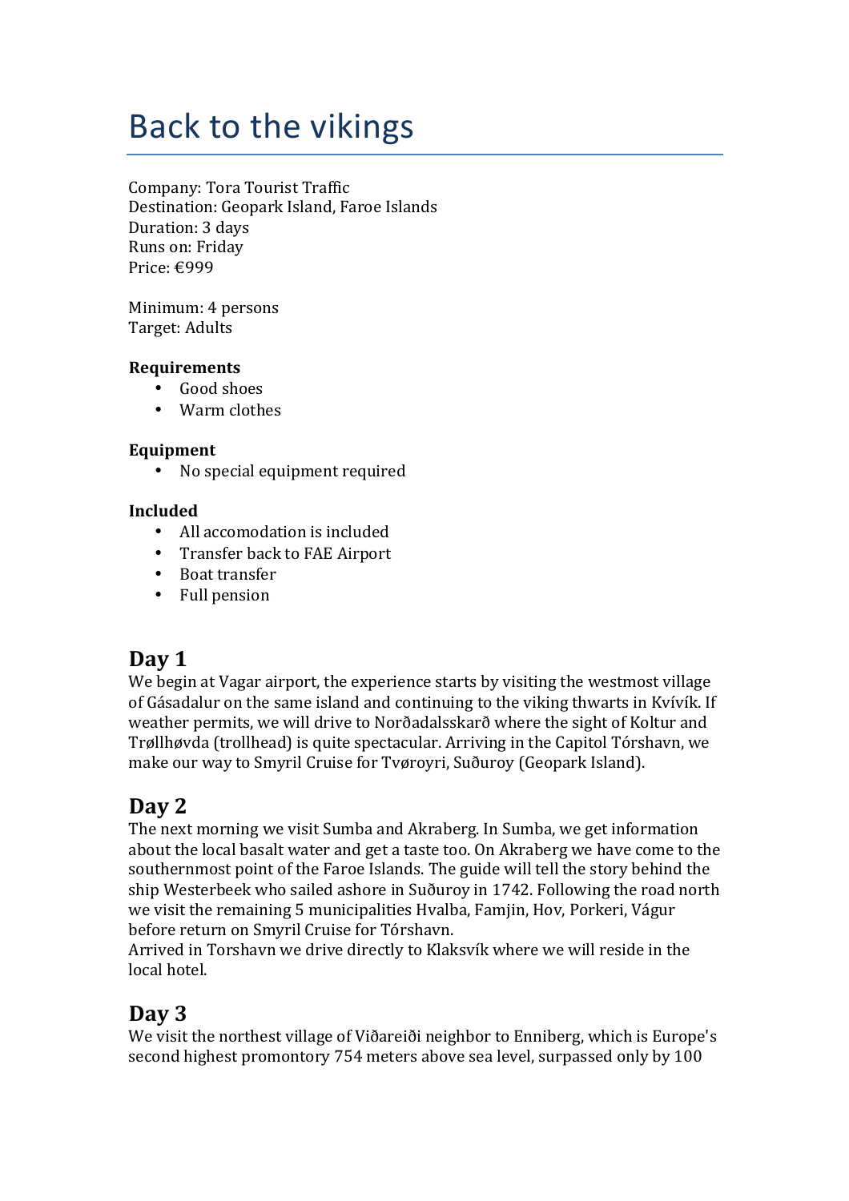# Back to the vikings

Company: Tora Tourist Traffic
Destination: Geopark Island, Faroe Islands
Duration: 3 days
Runs on: Friday
Price: €999

Minimum: 4 persons
Target: Adults

**Requirements**

- Good shoes
- Warm clothes

**Equipment**

- No special equipment required

**Included**

- All accomodation is included
- Transfer back to FAE Airport
- Boat transfer
- Full pension

## Day 1

We begin at Vagar airport, the experience starts by visiting the westmost village of Gásadalur on the same island and continuing to the viking thwarts in Kvívík. If weather permits, we will drive to Norðadalsskarð where the sight of Koltur and Trøllhøvda (trollhead) is quite spectacular. Arriving in the Capitol Tórshavn, we make our way to Smyril Cruise for Tvøroyri, Suðuroy (Geopark Island).

## Day 2

The next morning we visit Sumba and Akraberg. In Sumba, we get information about the local basalt water and get a taste too. On Akraberg we have come to the southernmost point of the Faroe Islands. The guide will tell the story behind the ship Westerbeek who sailed ashore in Suðuroy in 1742. Following the road north we visit the remaining 5 municipalities Hvalba, Famjin, Hov, Porkeri, Vágur before return on Smyril Cruise for Tórshavn.
Arrived in Torshavn we drive directly to Klaksvík where we will reside in the local hotel.

## Day 3

We visit the northest village of Viðareiði neighbor to Enniberg, which is Europe's second highest promontory 754 meters above sea level, surpassed only by 100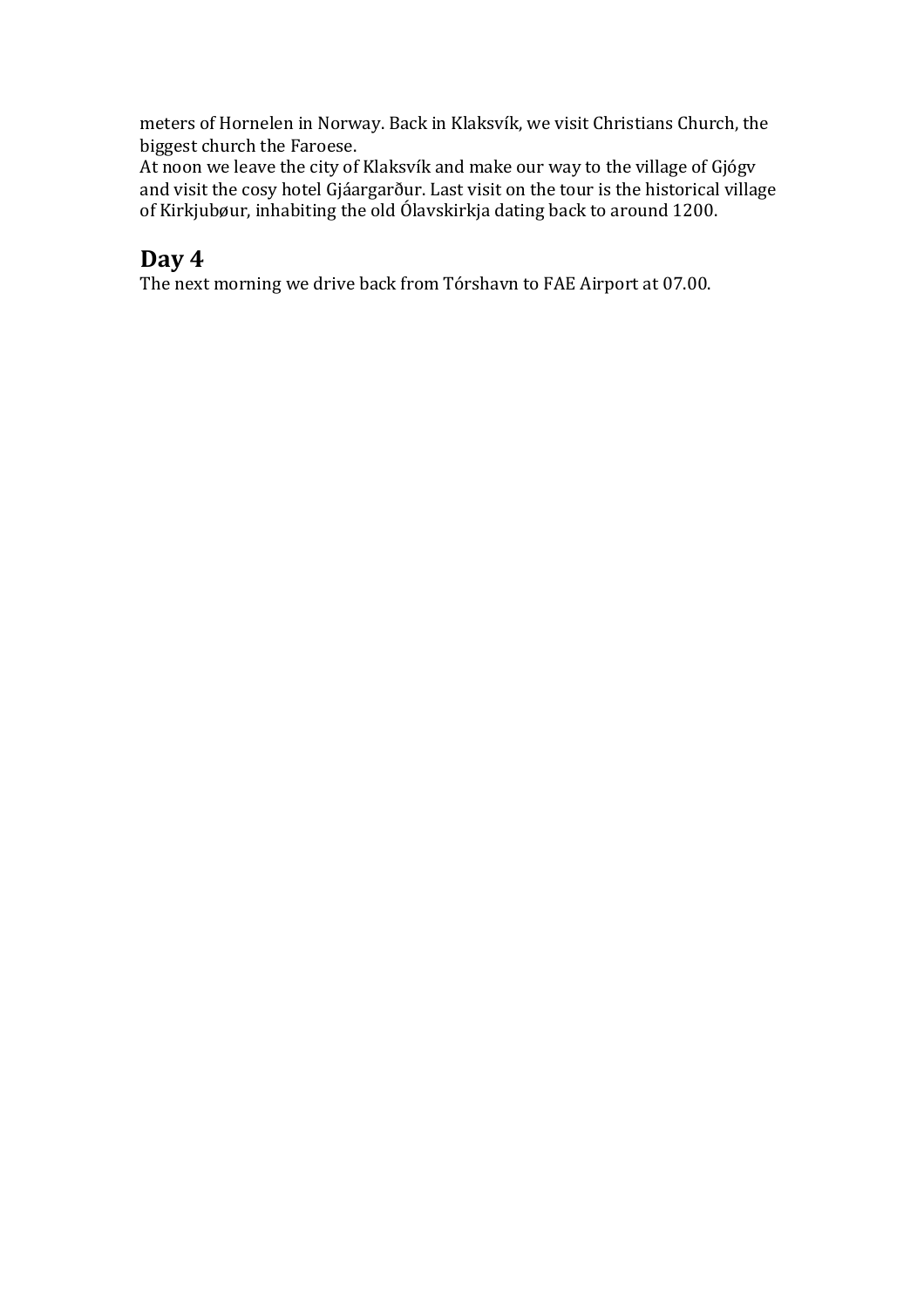meters of Hornelen in Norway. Back in Klaksvík, we visit Christians Church, the biggest church the Faroese.
At noon we leave the city of Klaksvík and make our way to the village of Gjógv and visit the cosy hotel Gjáargarður. Last visit on the tour is the historical village of Kirkjubøur, inhabiting the old Ólavskirkja dating back to around 1200.

## Day 4

The next morning we drive back from Tórshavn to FAE Airport at 07.00.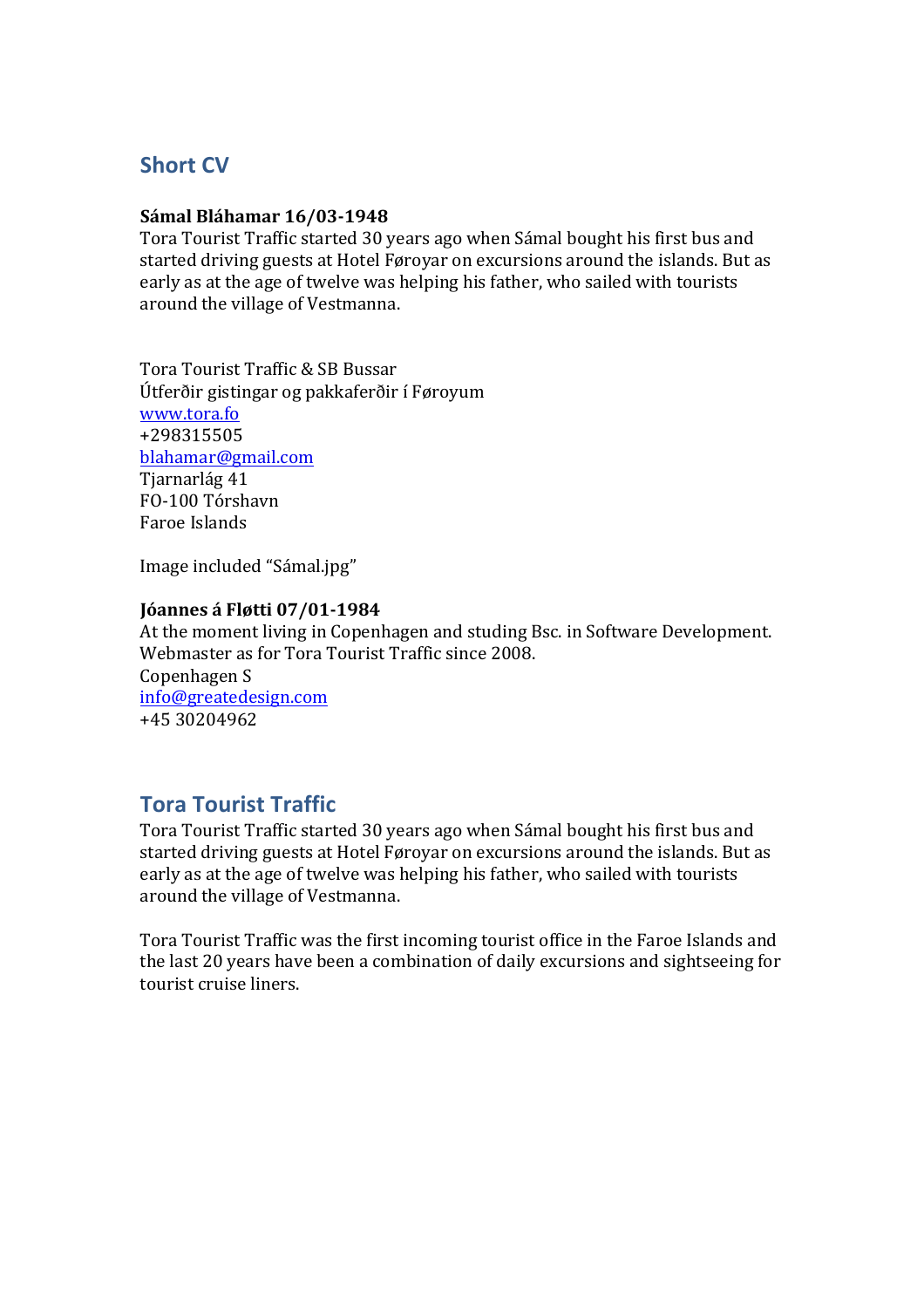## Short CV

**Sámal Bláhamar 16/03-1948**
Tora Tourist Traffic started 30 years ago when Sámal bought his first bus and started driving guests at Hotel Føroyar on excursions around the islands. But as early as at the age of twelve was helping his father, who sailed with tourists around the village of Vestmanna.

Tora Tourist Traffic & SB Bussar
Útferðir gistingar og pakkaferðir í Føroyum
www.tora.fo
+298315505
blahamar@gmail.com
Tjarnarlág 41
FO-100 Tórshavn
Faroe Islands

Image included "Sámal.jpg"

**Jóannes á Fløtti 07/01-1984**
At the moment living in Copenhagen and studing Bsc. in Software Development.
Webmaster as for Tora Tourist Traffic since 2008.
Copenhagen S
info@greatedesign.com
+45 30204962

## Tora Tourist Traffic

Tora Tourist Traffic started 30 years ago when Sámal bought his first bus and started driving guests at Hotel Føroyar on excursions around the islands. But as early as at the age of twelve was helping his father, who sailed with tourists around the village of Vestmanna.

Tora Tourist Traffic was the first incoming tourist office in the Faroe Islands and the last 20 years have been a combination of daily excursions and sightseeing for tourist cruise liners.